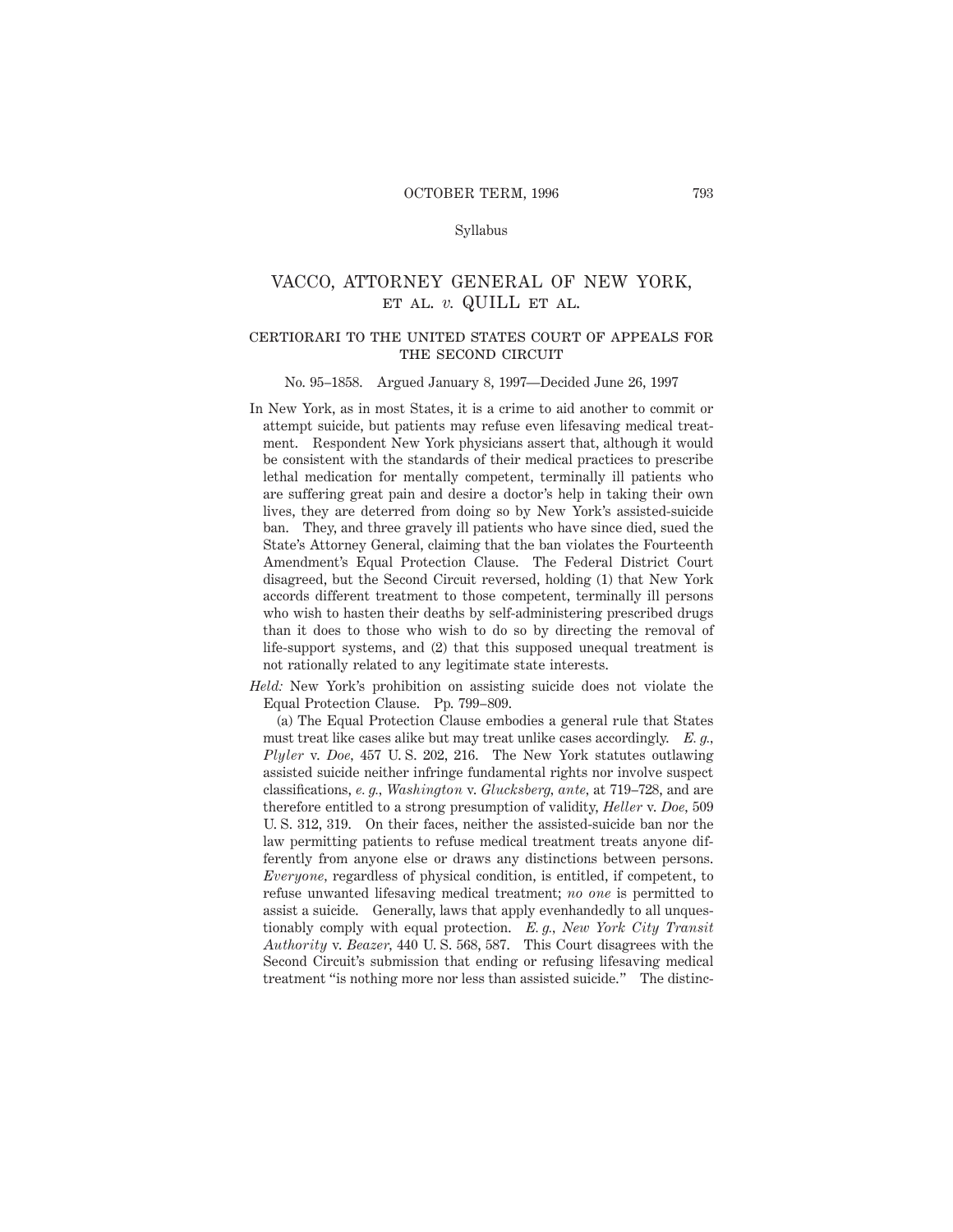# VACCO, ATTORNEY GENERAL OF NEW YORK, ET AL. *v.* QUILL ET AL.

## CERTIORARI TO THE UNITED STATES COURT OF APPEALS FOR THE SECOND CIRCUIT

No. 95–1858. Argued January 8, 1997—Decided June 26, 1997

In New York, as in most States, it is a crime to aid another to commit or attempt suicide, but patients may refuse even lifesaving medical treatment. Respondent New York physicians assert that, although it would be consistent with the standards of their medical practices to prescribe lethal medication for mentally competent, terminally ill patients who are suffering great pain and desire a doctor's help in taking their own lives, they are deterred from doing so by New York's assisted-suicide ban. They, and three gravely ill patients who have since died, sued the State's Attorney General, claiming that the ban violates the Fourteenth Amendment's Equal Protection Clause. The Federal District Court disagreed, but the Second Circuit reversed, holding (1) that New York accords different treatment to those competent, terminally ill persons who wish to hasten their deaths by self-administering prescribed drugs than it does to those who wish to do so by directing the removal of life-support systems, and (2) that this supposed unequal treatment is not rationally related to any legitimate state interests.

*Held:* New York's prohibition on assisting suicide does not violate the Equal Protection Clause. Pp. 799–809.

(a) The Equal Protection Clause embodies a general rule that States must treat like cases alike but may treat unlike cases accordingly. *E. g., Plyler* v. *Doe,* 457 U. S. 202, 216. The New York statutes outlawing assisted suicide neither infringe fundamental rights nor involve suspect classifications, *e. g., Washington* v. *Glucksberg, ante,* at 719–728, and are therefore entitled to a strong presumption of validity, *Heller* v. *Doe,* 509 U. S. 312, 319. On their faces, neither the assisted-suicide ban nor the law permitting patients to refuse medical treatment treats anyone differently from anyone else or draws any distinctions between persons. *Everyone,* regardless of physical condition, is entitled, if competent, to refuse unwanted lifesaving medical treatment; *no one* is permitted to assist a suicide. Generally, laws that apply evenhandedly to all unquestionably comply with equal protection. *E. g., New York City Transit Authority* v. *Beazer,* 440 U. S. 568, 587. This Court disagrees with the Second Circuit's submission that ending or refusing lifesaving medical treatment "is nothing more nor less than assisted suicide." The distinc-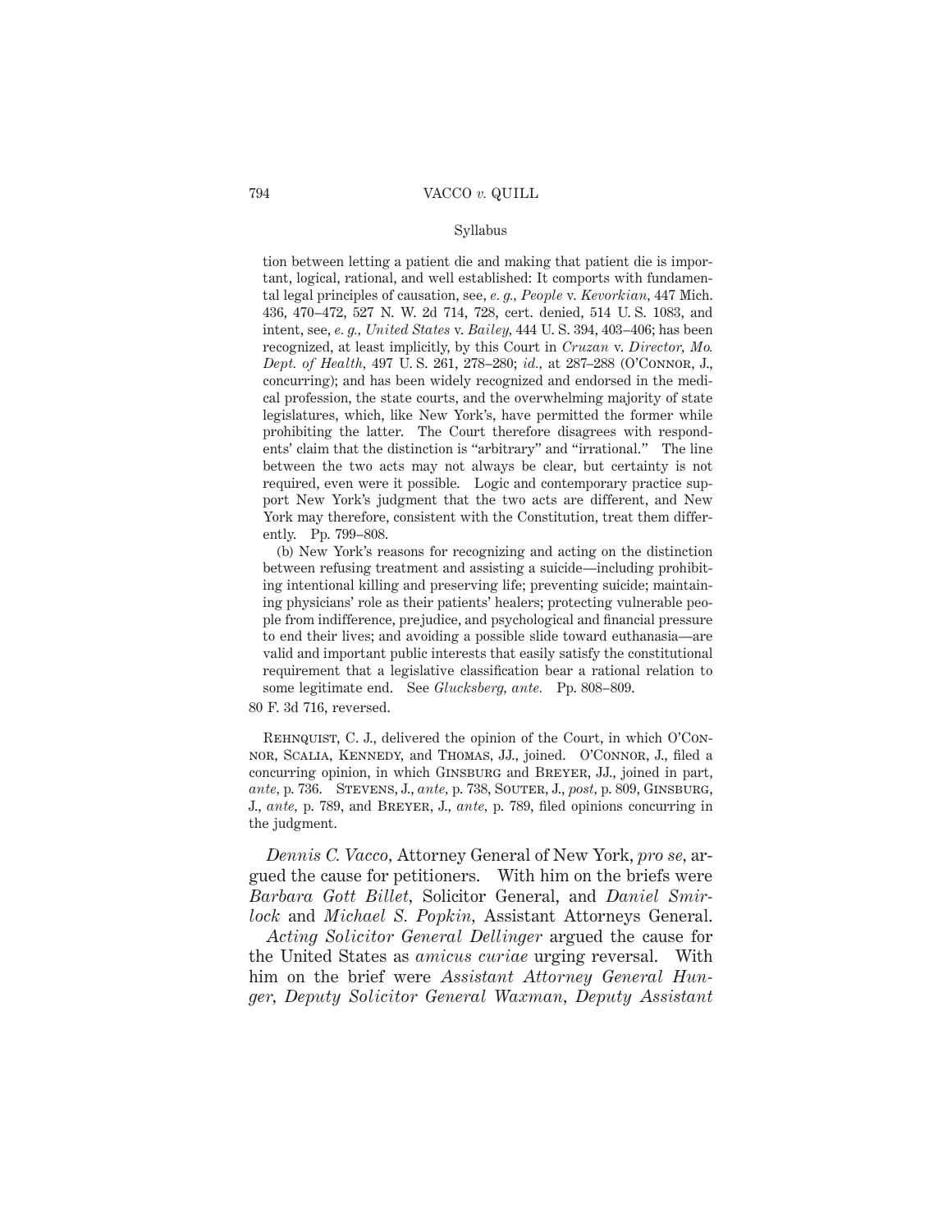tion between letting a patient die and making that patient die is important, logical, rational, and well established: It comports with fundamental legal principles of causation, see, *e. g., People* v. *Kevorkian,* 447 Mich. 436, 470–472, 527 N. W. 2d 714, 728, cert. denied, 514 U. S. 1083, and intent, see, *e. g., United States* v. *Bailey,* 444 U. S. 394, 403–406; has been recognized, at least implicitly, by this Court in *Cruzan* v. *Director, Mo. Dept. of Health,* 497 U. S. 261, 278–280; *id.,* at 287–288 (O'Connor, J., concurring); and has been widely recognized and endorsed in the medical profession, the state courts, and the overwhelming majority of state legislatures, which, like New York's, have permitted the former while prohibiting the latter. The Court therefore disagrees with respondents' claim that the distinction is "arbitrary" and "irrational." The line between the two acts may not always be clear, but certainty is not required, even were it possible. Logic and contemporary practice support New York's judgment that the two acts are different, and New York may therefore, consistent with the Constitution, treat them differently. Pp. 799–808.

(b) New York's reasons for recognizing and acting on the distinction between refusing treatment and assisting a suicide—including prohibiting intentional killing and preserving life; preventing suicide; maintaining physicians' role as their patients' healers; protecting vulnerable people from indifference, prejudice, and psychological and financial pressure to end their lives; and avoiding a possible slide toward euthanasia—are valid and important public interests that easily satisfy the constitutional requirement that a legislative classification bear a rational relation to some legitimate end. See *Glucksberg, ante.* Pp. 808–809.

80 F. 3d 716, reversed.

Rehnquist, C. J., delivered the opinion of the Court, in which O'Connor, Scalia, Kennedy, and Thomas, JJ., joined. O'Connor, J., filed a concurring opinion, in which Ginsburg and Breyer, JJ., joined in part, *ante,* p. 736. Stevens, J., *ante,* p. 738, Souter, J., *post,* p. 809, Ginsburg, J., *ante,* p. 789, and Breyer, J., *ante,* p. 789, filed opinions concurring in the judgment.

*Dennis C. Vacco,* Attorney General of New York, *pro se,* argued the cause for petitioners. With him on the briefs were *Barbara Gott Billet,* Solicitor General, and *Daniel Smirlock* and *Michael S. Popkin,* Assistant Attorneys General.

*Acting Solicitor General Dellinger* argued the cause for the United States as *amicus curiae* urging reversal. With him on the brief were *Assistant Attorney General Hunger, Deputy Solicitor General Waxman, Deputy Assistant*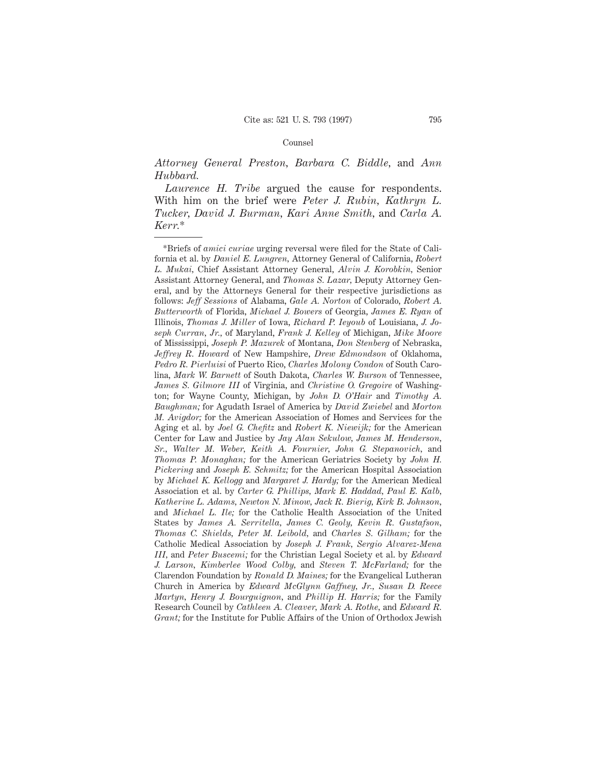*Attorney General Preston, Barbara C. Biddle,* and *Ann Hubbard.*

*Laurence H. Tribe* argued the cause for respondents. With him on the brief were *Peter J. Rubin, Kathryn L. Tucker, David J. Burman, Kari Anne Smith,* and *Carla A. Kerr.**

---

*Briefs of *amici curiae* urging reversal were filed for the State of California et al. by *Daniel E. Lungren,* Attorney General of California, *Robert L. Mukai,* Chief Assistant Attorney General, *Alvin J. Korobkin,* Senior Assistant Attorney General, and *Thomas S. Lazar,* Deputy Attorney General, and by the Attorneys General for their respective jurisdictions as follows: *Jeff Sessions* of Alabama, *Gale A. Norton* of Colorado, *Robert A. Butterworth* of Florida, *Michael J. Bowers* of Georgia, *James E. Ryan* of Illinois, *Thomas J. Miller* of Iowa, *Richard P. Ieyoub* of Louisiana, *J. Joseph Curran, Jr.,* of Maryland, *Frank J. Kelley* of Michigan, *Mike Moore* of Mississippi, *Joseph P. Mazurek* of Montana, *Don Stenberg* of Nebraska, *Jeffrey R. Howard* of New Hampshire, *Drew Edmondson* of Oklahoma, *Pedro R. Pierluisi* of Puerto Rico, *Charles Molony Condon* of South Carolina, *Mark W. Barnett* of South Dakota, *Charles W. Burson* of Tennessee, *James S. Gilmore III* of Virginia, and *Christine O. Gregoire* of Washington; for Wayne County, Michigan, by *John D. O'Hair* and *Timothy A. Baughman;* for Agudath Israel of America by *David Zwiebel* and *Morton M. Avigdor;* for the American Association of Homes and Services for the Aging et al. by *Joel G. Chefitz* and *Robert K. Niewijk;* for the American Center for Law and Justice by *Jay Alan Sekulow, James M. Henderson, Sr., Walter M. Weber, Keith A. Fournier, John G. Stepanovich,* and *Thomas P. Monaghan;* for the American Geriatrics Society by *John H. Pickering* and *Joseph E. Schmitz;* for the American Hospital Association by *Michael K. Kellogg* and *Margaret J. Hardy;* for the American Medical Association et al. by *Carter G. Phillips, Mark E. Haddad, Paul E. Kalb, Katherine L. Adams, Newton N. Minow, Jack R. Bierig, Kirk B. Johnson,* and *Michael L. Ile;* for the Catholic Health Association of the United States by *James A. Serritella, James C. Geoly, Kevin R. Gustafson, Thomas C. Shields, Peter M. Leibold,* and *Charles S. Gilham;* for the Catholic Medical Association by *Joseph J. Frank, Sergio Alvarez-Mena III,* and *Peter Buscemi;* for the Christian Legal Society et al. by *Edward J. Larson, Kimberlee Wood Colby,* and *Steven T. McFarland;* for the Clarendon Foundation by *Ronald D. Maines;* for the Evangelical Lutheran Church in America by *Edward McGlynn Gaffney, Jr., Susan D. Reece Martyn, Henry J. Bourguignon,* and *Phillip H. Harris;* for the Family Research Council by *Cathleen A. Cleaver, Mark A. Rothe,* and *Edward R. Grant;* for the Institute for Public Affairs of the Union of Orthodox Jewish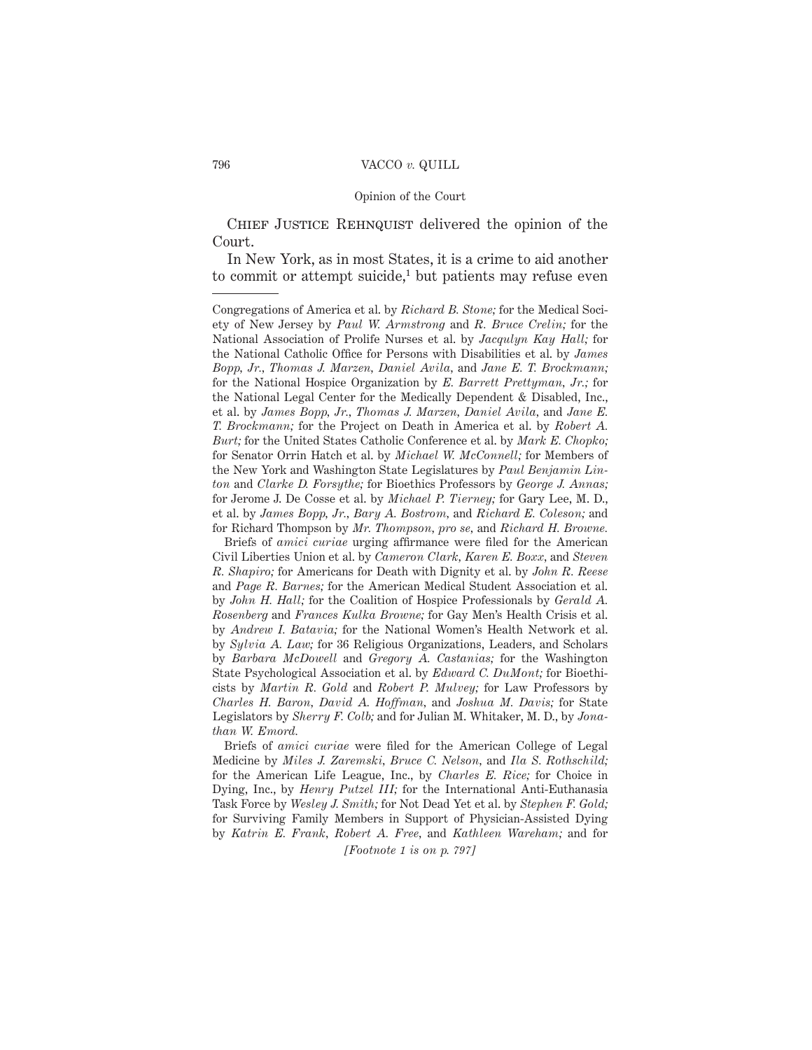CHIEF JUSTICE REHNQUIST delivered the opinion of the Court.

In New York, as in most States, it is a crime to aid another to commit or attempt suicide,[1] but patients may refuse even

---

Congregations of America et al. by *Richard B. Stone;* for the Medical Society of New Jersey by *Paul W. Armstrong* and *R. Bruce Crelin;* for the National Association of Prolife Nurses et al. by *Jacqulyn Kay Hall;* for the National Catholic Office for Persons with Disabilities et al. by *James Bopp, Jr., Thomas J. Marzen, Daniel Avila,* and *Jane E. T. Brockmann;* for the National Hospice Organization by *E. Barrett Prettyman, Jr.;* for the National Legal Center for the Medically Dependent & Disabled, Inc., et al. by *James Bopp, Jr., Thomas J. Marzen, Daniel Avila,* and *Jane E. T. Brockmann;* for the Project on Death in America et al. by *Robert A. Burt;* for the United States Catholic Conference et al. by *Mark E. Chopko;* for Senator Orrin Hatch et al. by *Michael W. McConnell;* for Members of the New York and Washington State Legislatures by *Paul Benjamin Linton* and *Clarke D. Forsythe;* for Bioethics Professors by *George J. Annas;* for Jerome J. De Cosse et al. by *Michael P. Tierney;* for Gary Lee, M. D., et al. by *James Bopp, Jr., Bary A. Bostrom,* and *Richard E. Coleson;* and for Richard Thompson by *Mr. Thompson, pro se,* and *Richard H. Browne.*

Briefs of *amici curiae* urging affirmance were filed for the American Civil Liberties Union et al. by *Cameron Clark, Karen E. Boxx,* and *Steven R. Shapiro;* for Americans for Death with Dignity et al. by *John R. Reese* and *Page R. Barnes;* for the American Medical Student Association et al. by *John H. Hall;* for the Coalition of Hospice Professionals by *Gerald A. Rosenberg* and *Frances Kulka Browne;* for Gay Men's Health Crisis et al. by *Andrew I. Batavia;* for the National Women's Health Network et al. by *Sylvia A. Law;* for 36 Religious Organizations, Leaders, and Scholars by *Barbara McDowell* and *Gregory A. Castanias;* for the Washington State Psychological Association et al. by *Edward C. DuMont;* for Bioethicists by *Martin R. Gold* and *Robert P. Mulvey;* for Law Professors by *Charles H. Baron, David A. Hoffman,* and *Joshua M. Davis;* for State Legislators by *Sherry F. Colb;* and for Julian M. Whitaker, M. D., by *Jonathan W. Emord.*

Briefs of *amici curiae* were filed for the American College of Legal Medicine by *Miles J. Zaremski, Bruce C. Nelson,* and *Ila S. Rothschild;* for the American Life League, Inc., by *Charles E. Rice;* for Choice in Dying, Inc., by *Henry Putzel III;* for the International Anti-Euthanasia Task Force by *Wesley J. Smith;* for Not Dead Yet et al. by *Stephen F. Gold;* for Surviving Family Members in Support of Physician-Assisted Dying by *Katrin E. Frank, Robert A. Free,* and *Kathleen Wareham;* and for

*[Footnote 1 is on p. 797]*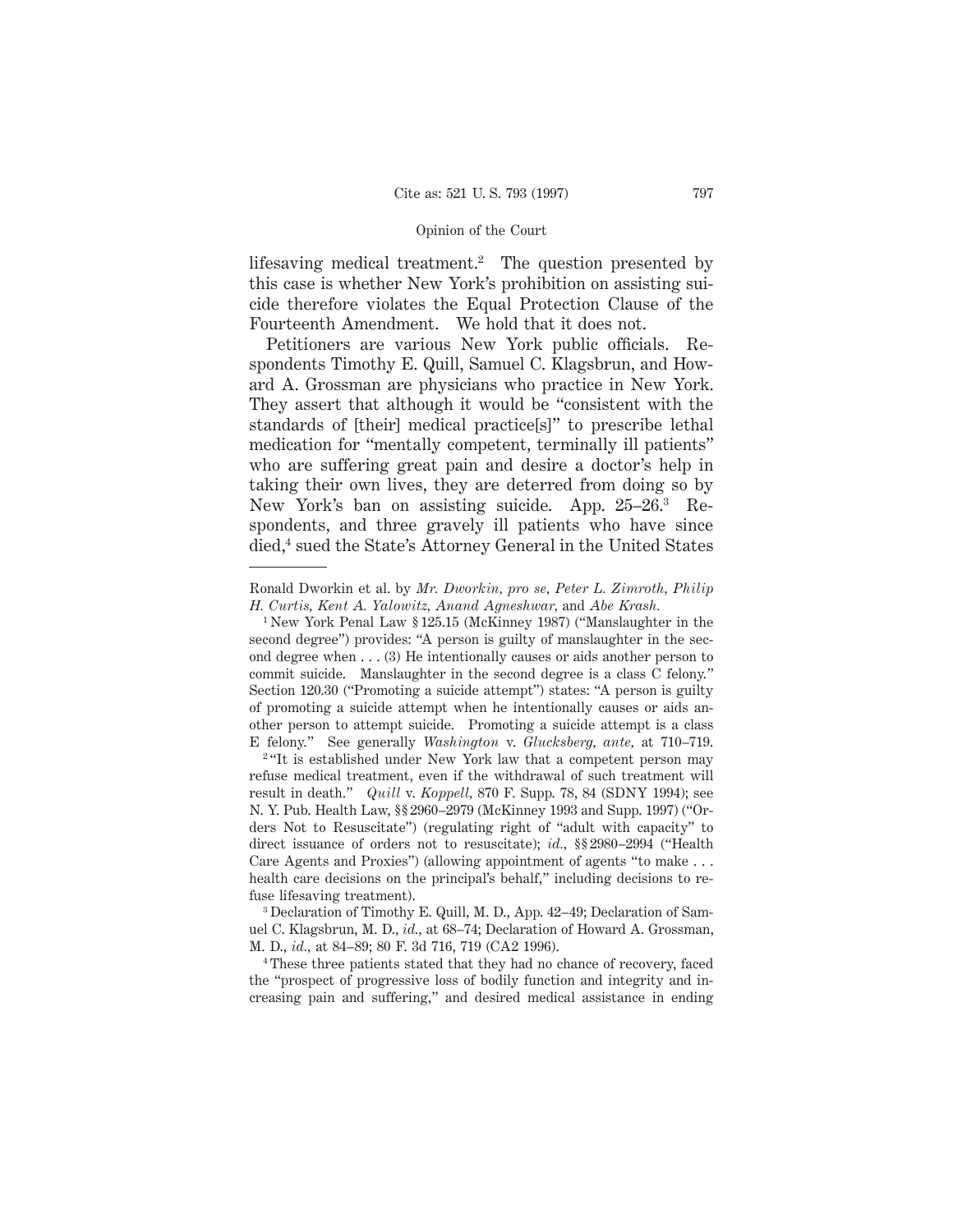lifesaving medical treatment.[2] The question presented by this case is whether New York's prohibition on assisting suicide therefore violates the Equal Protection Clause of the Fourteenth Amendment. We hold that it does not.

Petitioners are various New York public officials. Respondents Timothy E. Quill, Samuel C. Klagsbrun, and Howard A. Grossman are physicians who practice in New York. They assert that although it would be "consistent with the standards of [their] medical practice[s]" to prescribe lethal medication for "mentally competent, terminally ill patients" who are suffering great pain and desire a doctor's help in taking their own lives, they are deterred from doing so by New York's ban on assisting suicide. App. 25–26.[3] Respondents, and three gravely ill patients who have since died,[4] sued the State's Attorney General in the United States

---

Ronald Dworkin et al. by *Mr. Dworkin, pro se, Peter L. Zimroth, Philip H. Curtis, Kent A. Yalowitz, Anand Agneshwar,* and *Abe Krash.*

[1] New York Penal Law § 125.15 (McKinney 1987) ("Manslaughter in the second degree") provides: "A person is guilty of manslaughter in the second degree when . . . (3) He intentionally causes or aids another person to commit suicide. Manslaughter in the second degree is a class C felony." Section 120.30 ("Promoting a suicide attempt") states: "A person is guilty of promoting a suicide attempt when he intentionally causes or aids another person to attempt suicide. Promoting a suicide attempt is a class E felony." See generally *Washington* v. *Glucksberg, ante,* at 710–719.

[2] "It is established under New York law that a competent person may refuse medical treatment, even if the withdrawal of such treatment will result in death." *Quill* v. *Koppell,* 870 F. Supp. 78, 84 (SDNY 1994); see N. Y. Pub. Health Law, §§ 2960–2979 (McKinney 1993 and Supp. 1997) ("Orders Not to Resuscitate") (regulating right of "adult with capacity" to direct issuance of orders not to resuscitate); *id.,* §§ 2980–2994 ("Health Care Agents and Proxies") (allowing appointment of agents "to make . . . health care decisions on the principal's behalf," including decisions to refuse lifesaving treatment).

[3] Declaration of Timothy E. Quill, M. D., App. 42–49; Declaration of Samuel C. Klagsbrun, M. D., *id.,* at 68–74; Declaration of Howard A. Grossman, M. D., *id.,* at 84–89; 80 F. 3d 716, 719 (CA2 1996).

[4] These three patients stated that they had no chance of recovery, faced the "prospect of progressive loss of bodily function and integrity and increasing pain and suffering," and desired medical assistance in ending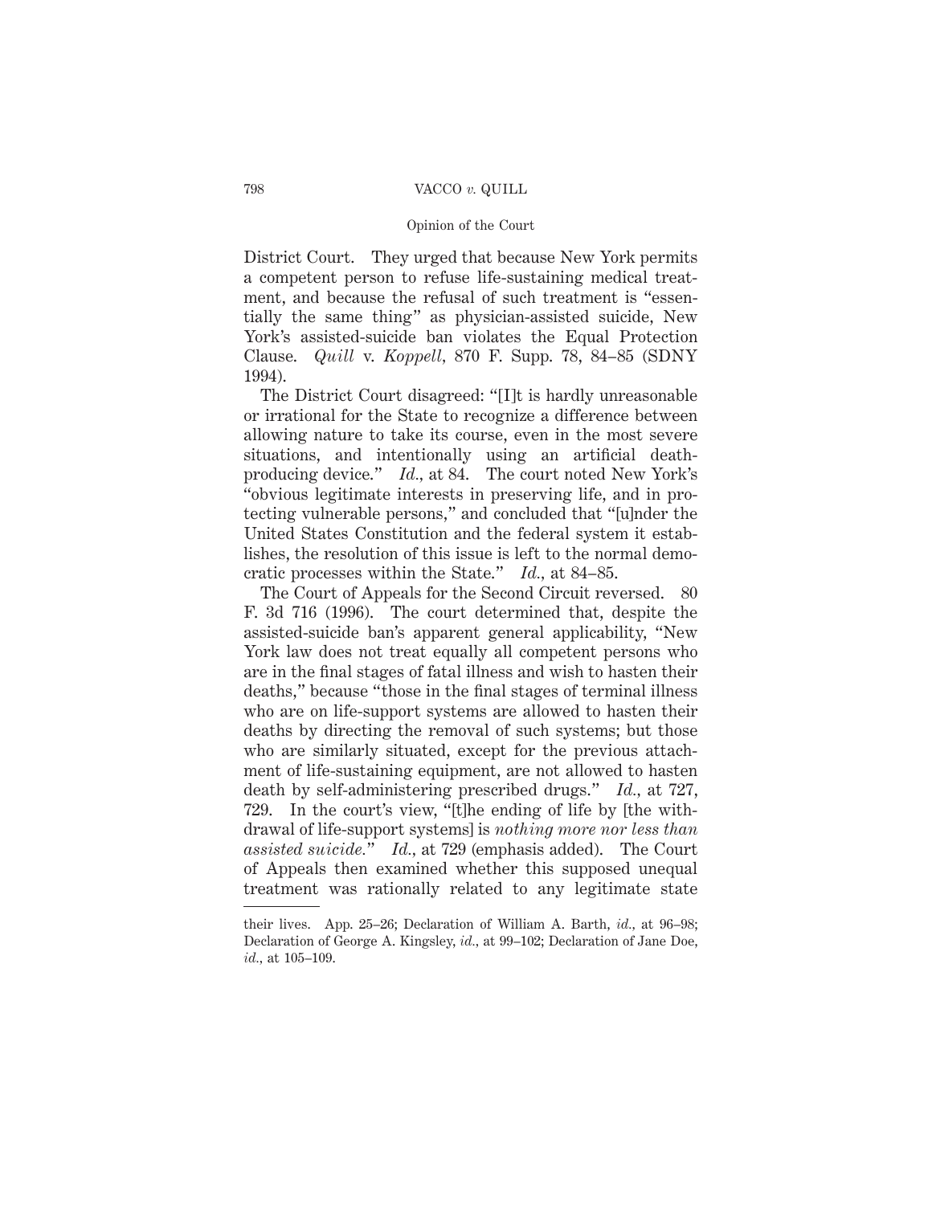District Court. They urged that because New York permits a competent person to refuse life-sustaining medical treatment, and because the refusal of such treatment is "essentially the same thing" as physician-assisted suicide, New York's assisted-suicide ban violates the Equal Protection Clause. *Quill* v. *Koppell*, 870 F. Supp. 78, 84–85 (SDNY 1994).

The District Court disagreed: "[I]t is hardly unreasonable or irrational for the State to recognize a difference between allowing nature to take its course, even in the most severe situations, and intentionally using an artificial death-producing device." *Id.*, at 84. The court noted New York's "obvious legitimate interests in preserving life, and in protecting vulnerable persons," and concluded that "[u]nder the United States Constitution and the federal system it establishes, the resolution of this issue is left to the normal democratic processes within the State." *Id.*, at 84–85.

The Court of Appeals for the Second Circuit reversed. 80 F. 3d 716 (1996). The court determined that, despite the assisted-suicide ban's apparent general applicability, "New York law does not treat equally all competent persons who are in the final stages of fatal illness and wish to hasten their deaths," because "those in the final stages of terminal illness who are on life-support systems are allowed to hasten their deaths by directing the removal of such systems; but those who are similarly situated, except for the previous attachment of life-sustaining equipment, are not allowed to hasten death by self-administering prescribed drugs." *Id.*, at 727, 729. In the court's view, "[t]he ending of life by [the withdrawal of life-support systems] is *nothing more nor less than assisted suicide.*" *Id.*, at 729 (emphasis added). The Court of Appeals then examined whether this supposed unequal treatment was rationally related to any legitimate state

their lives. App. 25–26; Declaration of William A. Barth, *id.*, at 96–98; Declaration of George A. Kingsley, *id.*, at 99–102; Declaration of Jane Doe, *id.*, at 105–109.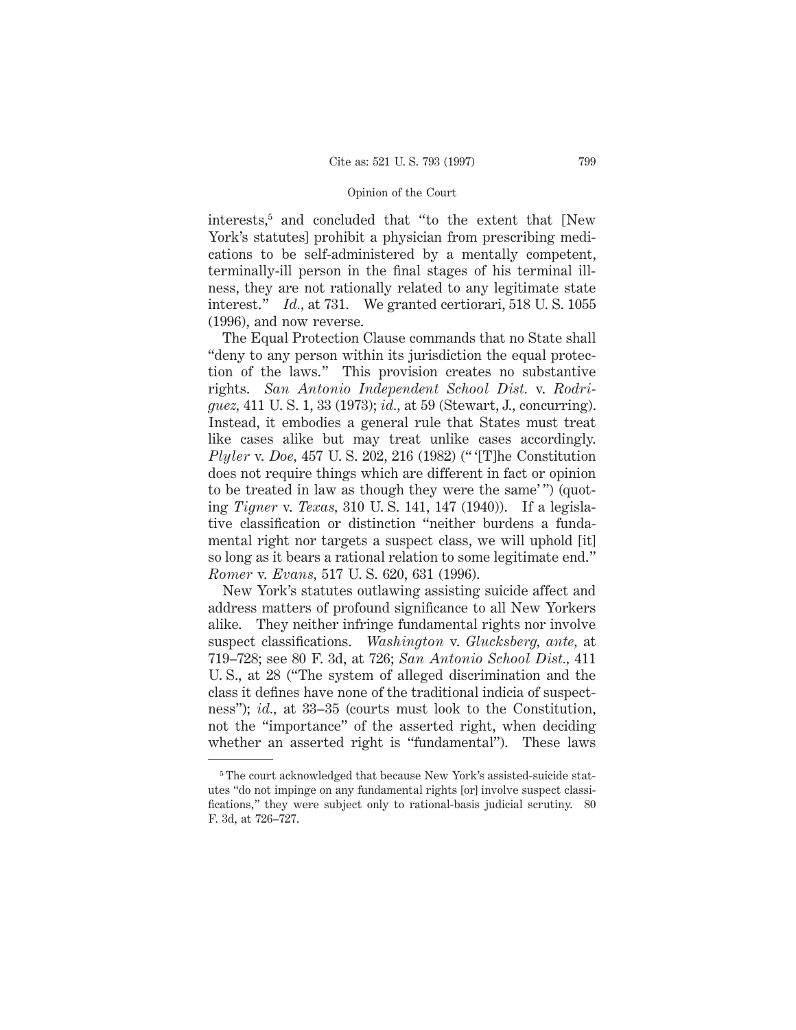interests,[5] and concluded that "to the extent that [New York's statutes] prohibit a physician from prescribing medications to be self-administered by a mentally competent, terminally-ill person in the final stages of his terminal illness, they are not rationally related to any legitimate state interest." *Id.*, at 731. We granted certiorari, 518 U. S. 1055 (1996), and now reverse.

The Equal Protection Clause commands that no State shall "deny to any person within its jurisdiction the equal protection of the laws." This provision creates no substantive rights. *San Antonio Independent School Dist.* v. *Rodriguez,* 411 U. S. 1, 33 (1973); *id.,* at 59 (Stewart, J., concurring). Instead, it embodies a general rule that States must treat like cases alike but may treat unlike cases accordingly. *Plyler* v. *Doe,* 457 U. S. 202, 216 (1982) ("'[T]he Constitution does not require things which are different in fact or opinion to be treated in law as though they were the same'") (quoting *Tigner* v. *Texas,* 310 U. S. 141, 147 (1940)). If a legislative classification or distinction "neither burdens a fundamental right nor targets a suspect class, we will uphold [it] so long as it bears a rational relation to some legitimate end." *Romer* v. *Evans,* 517 U. S. 620, 631 (1996).

New York's statutes outlawing assisting suicide affect and address matters of profound significance to all New Yorkers alike. They neither infringe fundamental rights nor involve suspect classifications. *Washington* v. *Glucksberg, ante,* at 719–728; see 80 F. 3d, at 726; *San Antonio School Dist.,* 411 U. S., at 28 ("The system of alleged discrimination and the class it defines have none of the traditional indicia of suspectness"); *id.,* at 33–35 (courts must look to the Constitution, not the "importance" of the asserted right, when deciding whether an asserted right is "fundamental"). These laws

[5] The court acknowledged that because New York's assisted-suicide statutes "do not impinge on any fundamental rights [or] involve suspect classifications," they were subject only to rational-basis judicial scrutiny. 80 F. 3d, at 726–727.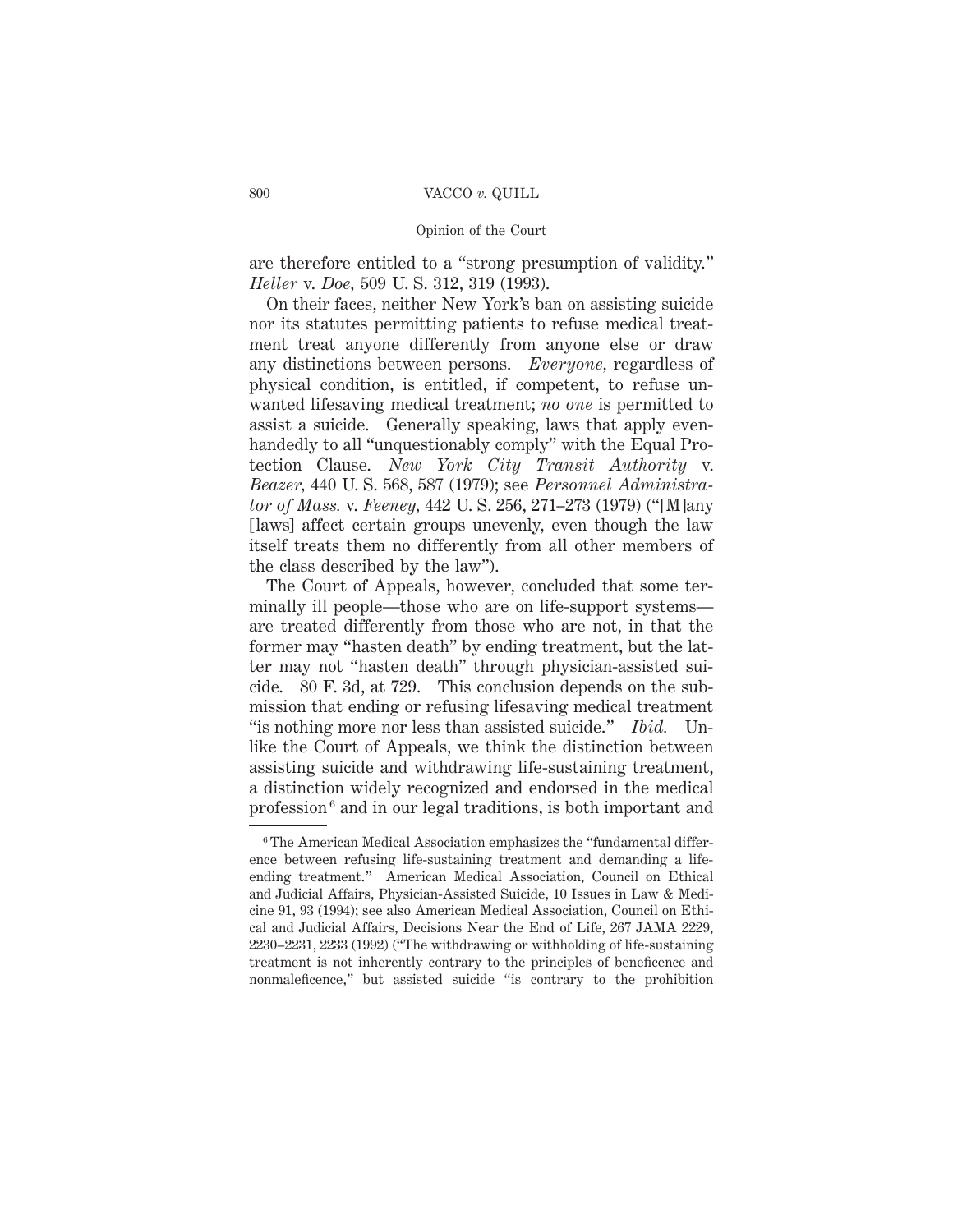are therefore entitled to a "strong presumption of validity." *Heller* v. *Doe*, 509 U. S. 312, 319 (1993).

On their faces, neither New York's ban on assisting suicide nor its statutes permitting patients to refuse medical treatment treat anyone differently from anyone else or draw any distinctions between persons. *Everyone*, regardless of physical condition, is entitled, if competent, to refuse unwanted lifesaving medical treatment; *no one* is permitted to assist a suicide. Generally speaking, laws that apply evenhandedly to all "unquestionably comply" with the Equal Protection Clause. *New York City Transit Authority* v. *Beazer*, 440 U. S. 568, 587 (1979); see *Personnel Administrator of Mass.* v. *Feeney*, 442 U. S. 256, 271–273 (1979) ("[M]any [laws] affect certain groups unevenly, even though the law itself treats them no differently from all other members of the class described by the law").

The Court of Appeals, however, concluded that some terminally ill people—those who are on life-support systems—are treated differently from those who are not, in that the former may "hasten death" by ending treatment, but the latter may not "hasten death" through physician-assisted suicide. 80 F. 3d, at 729. This conclusion depends on the submission that ending or refusing lifesaving medical treatment "is nothing more nor less than assisted suicide." *Ibid.* Unlike the Court of Appeals, we think the distinction between assisting suicide and withdrawing life-sustaining treatment, a distinction widely recognized and endorsed in the medical profession[6] and in our legal traditions, is both important and

---

[6] The American Medical Association emphasizes the "fundamental difference between refusing life-sustaining treatment and demanding a life-ending treatment." American Medical Association, Council on Ethical and Judicial Affairs, Physician-Assisted Suicide, 10 Issues in Law & Medicine 91, 93 (1994); see also American Medical Association, Council on Ethical and Judicial Affairs, Decisions Near the End of Life, 267 JAMA 2229, 2230–2231, 2233 (1992) ("The withdrawing or withholding of life-sustaining treatment is not inherently contrary to the principles of beneficence and nonmaleficence," but assisted suicide "is contrary to the prohibition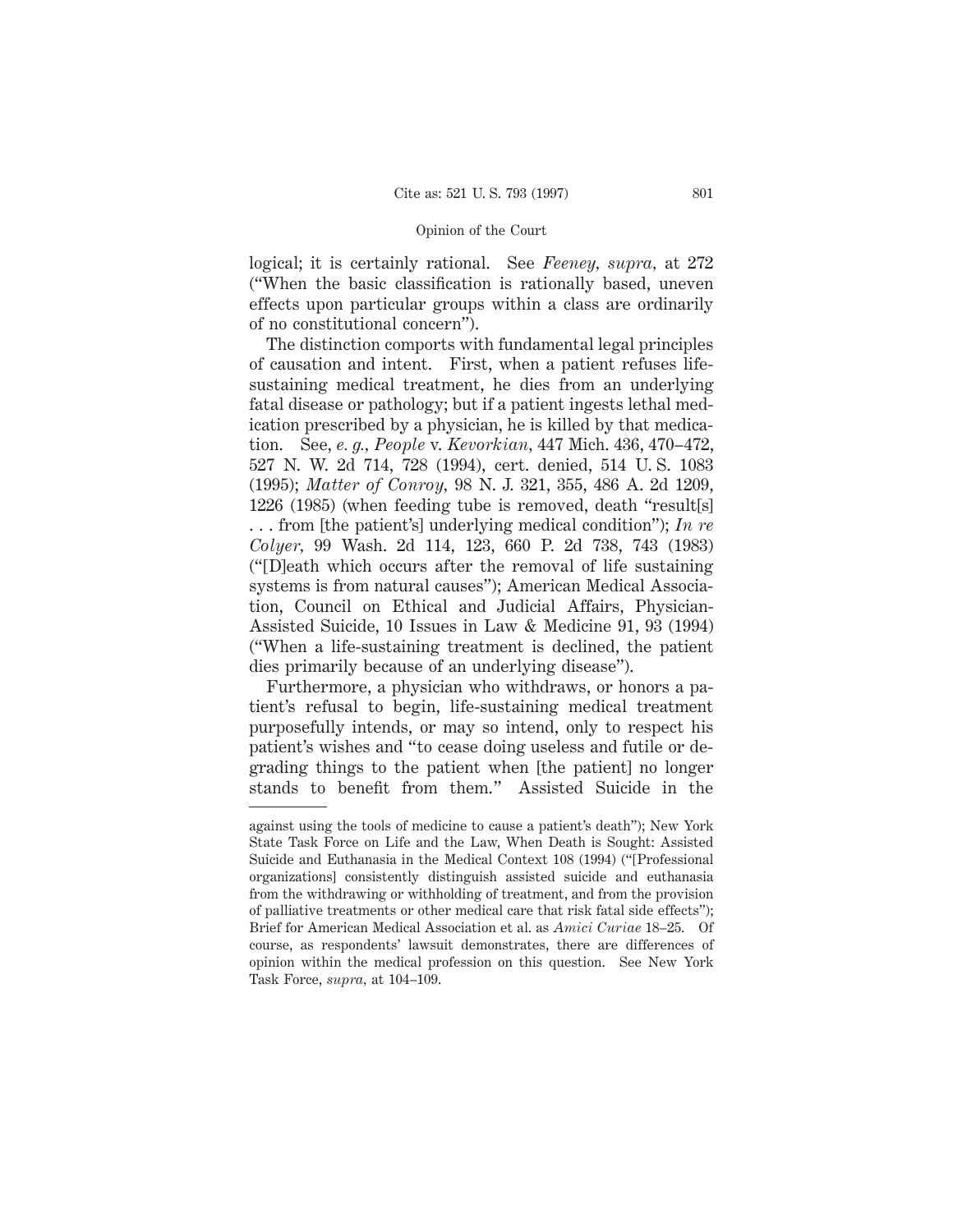logical; it is certainly rational. See *Feeney, supra,* at 272 ("When the basic classification is rationally based, uneven effects upon particular groups within a class are ordinarily of no constitutional concern").

The distinction comports with fundamental legal principles of causation and intent. First, when a patient refuses life-sustaining medical treatment, he dies from an underlying fatal disease or pathology; but if a patient ingests lethal medication prescribed by a physician, he is killed by that medication. See, *e. g., People* v. *Kevorkian,* 447 Mich. 436, 470–472, 527 N. W. 2d 714, 728 (1994), cert. denied, 514 U. S. 1083 (1995); *Matter of Conroy,* 98 N. J. 321, 355, 486 A. 2d 1209, 1226 (1985) (when feeding tube is removed, death "result[s] . . . from [the patient's] underlying medical condition"); *In re Colyer,* 99 Wash. 2d 114, 123, 660 P. 2d 738, 743 (1983) ("[D]eath which occurs after the removal of life sustaining systems is from natural causes"); American Medical Association, Council on Ethical and Judicial Affairs, Physician-Assisted Suicide, 10 Issues in Law & Medicine 91, 93 (1994) ("When a life-sustaining treatment is declined, the patient dies primarily because of an underlying disease").

Furthermore, a physician who withdraws, or honors a patient's refusal to begin, life-sustaining medical treatment purposefully intends, or may so intend, only to respect his patient's wishes and "to cease doing useless and futile or degrading things to the patient when [the patient] no longer stands to benefit from them." Assisted Suicide in the

---

against using the tools of medicine to cause a patient's death"); New York State Task Force on Life and the Law, When Death is Sought: Assisted Suicide and Euthanasia in the Medical Context 108 (1994) ("[Professional organizations] consistently distinguish assisted suicide and euthanasia from the withdrawing or withholding of treatment, and from the provision of palliative treatments or other medical care that risk fatal side effects"); Brief for American Medical Association et al. as *Amici Curiae* 18–25. Of course, as respondents' lawsuit demonstrates, there are differences of opinion within the medical profession on this question. See New York Task Force, *supra,* at 104–109.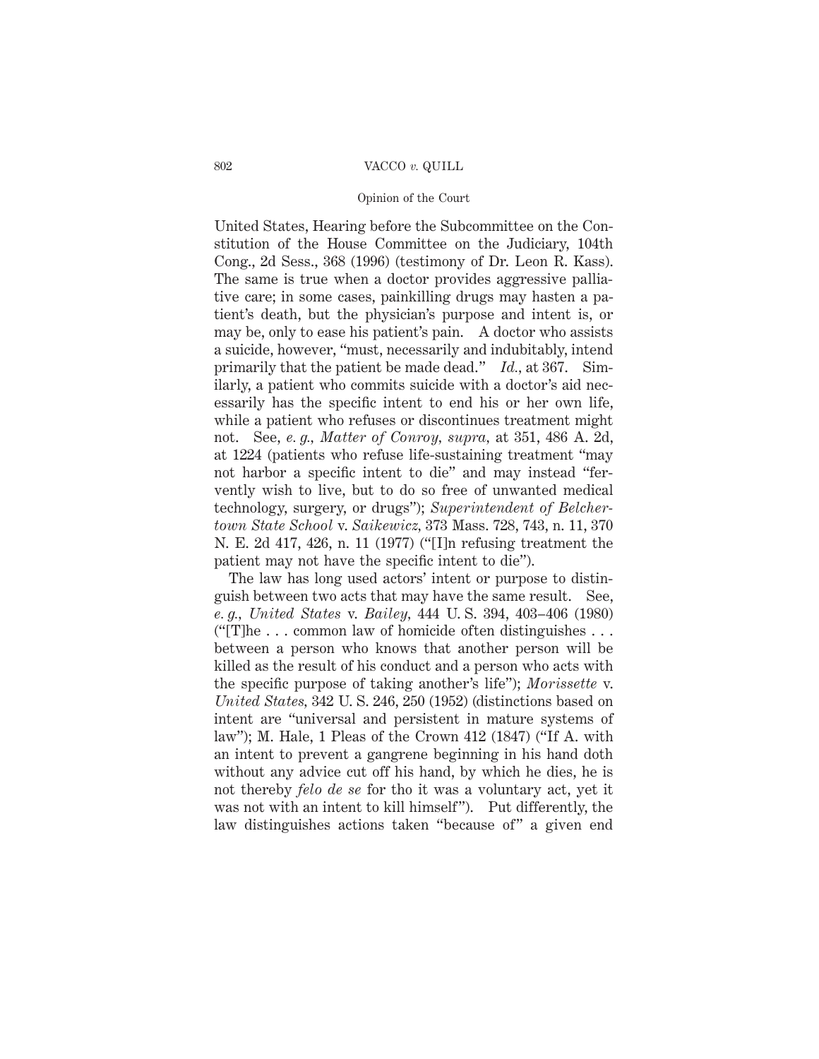United States, Hearing before the Subcommittee on the Constitution of the House Committee on the Judiciary, 104th Cong., 2d Sess., 368 (1996) (testimony of Dr. Leon R. Kass). The same is true when a doctor provides aggressive palliative care; in some cases, painkilling drugs may hasten a patient's death, but the physician's purpose and intent is, or may be, only to ease his patient's pain. A doctor who assists a suicide, however, "must, necessarily and indubitably, intend primarily that the patient be made dead." *Id.*, at 367. Similarly, a patient who commits suicide with a doctor's aid necessarily has the specific intent to end his or her own life, while a patient who refuses or discontinues treatment might not. See, *e. g., Matter of Conroy, supra,* at 351, 486 A. 2d, at 1224 (patients who refuse life-sustaining treatment "may not harbor a specific intent to die" and may instead "fervently wish to live, but to do so free of unwanted medical technology, surgery, or drugs"); *Superintendent of Belchertown State School* v. *Saikewicz,* 373 Mass. 728, 743, n. 11, 370 N. E. 2d 417, 426, n. 11 (1977) ("[I]n refusing treatment the patient may not have the specific intent to die").

The law has long used actors' intent or purpose to distinguish between two acts that may have the same result. See, *e. g., United States* v. *Bailey,* 444 U. S. 394, 403–406 (1980) ("[T]he . . . common law of homicide often distinguishes . . . between a person who knows that another person will be killed as the result of his conduct and a person who acts with the specific purpose of taking another's life"); *Morissette* v. *United States,* 342 U. S. 246, 250 (1952) (distinctions based on intent are "universal and persistent in mature systems of law"); M. Hale, 1 Pleas of the Crown 412 (1847) ("If A. with an intent to prevent a gangrene beginning in his hand doth without any advice cut off his hand, by which he dies, he is not thereby *felo de se* for tho it was a voluntary act, yet it was not with an intent to kill himself"). Put differently, the law distinguishes actions taken "because of" a given end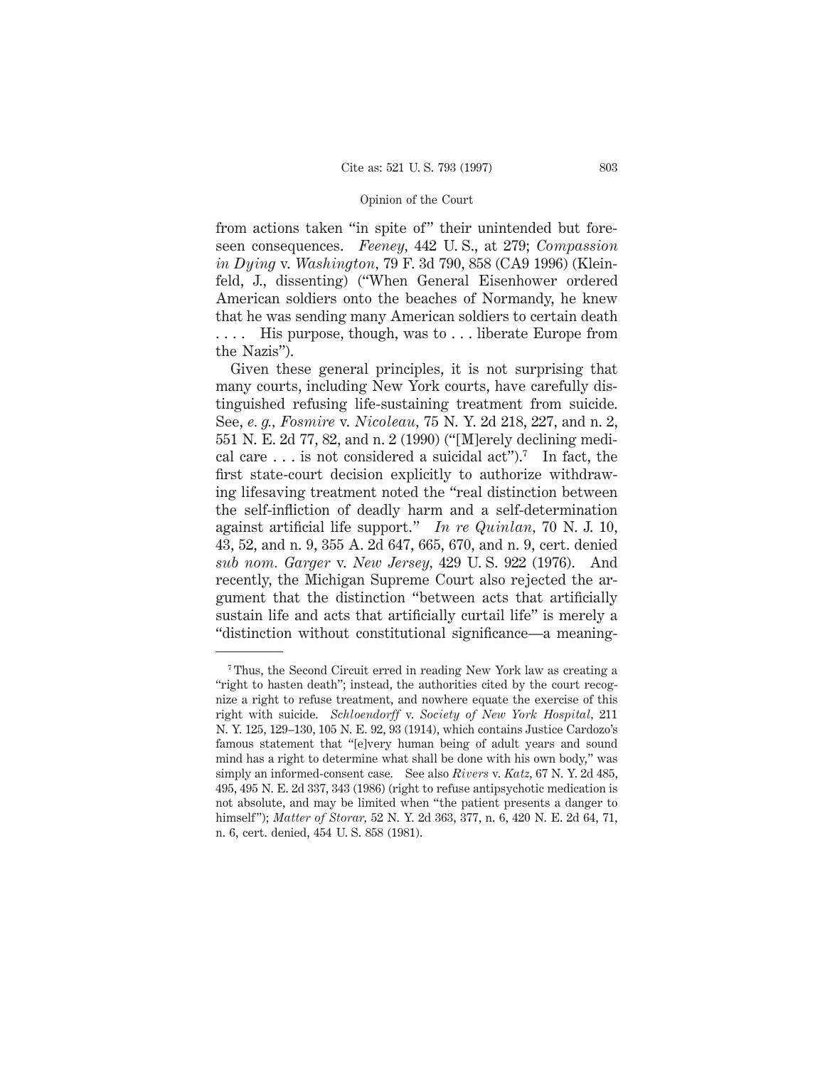from actions taken "in spite of" their unintended but foreseen consequences. *Feeney*, 442 U. S., at 279; *Compassion in Dying* v. *Washington*, 79 F. 3d 790, 858 (CA9 1996) (Kleinfeld, J., dissenting) ("When General Eisenhower ordered American soldiers onto the beaches of Normandy, he knew that he was sending many American soldiers to certain death . . . . His purpose, though, was to . . . liberate Europe from the Nazis").

Given these general principles, it is not surprising that many courts, including New York courts, have carefully distinguished refusing life-sustaining treatment from suicide. See, *e. g.*, *Fosmire* v. *Nicoleau*, 75 N. Y. 2d 218, 227, and n. 2, 551 N. E. 2d 77, 82, and n. 2 (1990) ("[M]erely declining medical care . . . is not considered a suicidal act").[7] In fact, the first state-court decision explicitly to authorize withdrawing lifesaving treatment noted the "real distinction between the self-infliction of deadly harm and a self-determination against artificial life support." *In re Quinlan*, 70 N. J. 10, 43, 52, and n. 9, 355 A. 2d 647, 665, 670, and n. 9, cert. denied *sub nom. Garger* v. *New Jersey*, 429 U. S. 922 (1976). And recently, the Michigan Supreme Court also rejected the argument that the distinction "between acts that artificially sustain life and acts that artificially curtail life" is merely a "distinction without constitutional significance—a meaning-

---

[7] Thus, the Second Circuit erred in reading New York law as creating a "right to hasten death"; instead, the authorities cited by the court recognize a right to refuse treatment, and nowhere equate the exercise of this right with suicide. *Schloendorff* v. *Society of New York Hospital*, 211 N. Y. 125, 129–130, 105 N. E. 92, 93 (1914), which contains Justice Cardozo's famous statement that "[e]very human being of adult years and sound mind has a right to determine what shall be done with his own body," was simply an informed-consent case. See also *Rivers* v. *Katz*, 67 N. Y. 2d 485, 495, 495 N. E. 2d 337, 343 (1986) (right to refuse antipsychotic medication is not absolute, and may be limited when "the patient presents a danger to himself"); *Matter of Storar*, 52 N. Y. 2d 363, 377, n. 6, 420 N. E. 2d 64, 71, n. 6, cert. denied, 454 U. S. 858 (1981).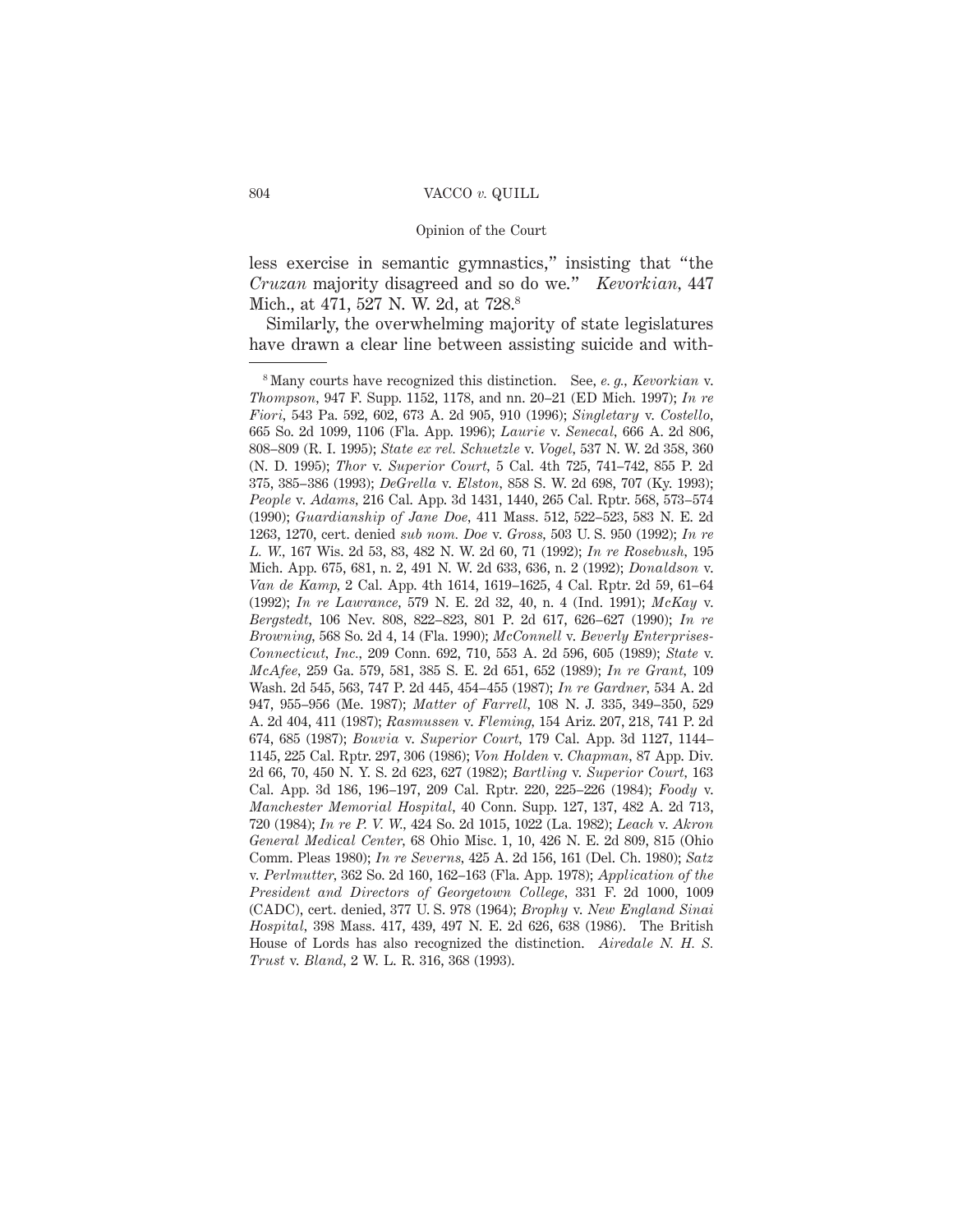less exercise in semantic gymnastics," insisting that "the *Cruzan* majority disagreed and so do we." *Kevorkian*, 447 Mich., at 471, 527 N. W. 2d, at 728.[8]

Similarly, the overwhelming majority of state legislatures have drawn a clear line between assisting suicide and with-

---

[8] Many courts have recognized this distinction. See, *e. g.*, *Kevorkian* v. *Thompson*, 947 F. Supp. 1152, 1178, and nn. 20–21 (ED Mich. 1997); *In re Fiori*, 543 Pa. 592, 602, 673 A. 2d 905, 910 (1996); *Singletary* v. *Costello*, 665 So. 2d 1099, 1106 (Fla. App. 1996); *Laurie* v. *Senecal*, 666 A. 2d 806, 808–809 (R. I. 1995); *State ex rel. Schuetzle* v. *Vogel*, 537 N. W. 2d 358, 360 (N. D. 1995); *Thor* v. *Superior Court*, 5 Cal. 4th 725, 741–742, 855 P. 2d 375, 385–386 (1993); *DeGrella* v. *Elston*, 858 S. W. 2d 698, 707 (Ky. 1993); *People* v. *Adams*, 216 Cal. App. 3d 1431, 1440, 265 Cal. Rptr. 568, 573–574 (1990); *Guardianship of Jane Doe*, 411 Mass. 512, 522–523, 583 N. E. 2d 1263, 1270, cert. denied *sub nom. Doe* v. *Gross*, 503 U. S. 950 (1992); *In re L. W.*, 167 Wis. 2d 53, 83, 482 N. W. 2d 60, 71 (1992); *In re Rosebush*, 195 Mich. App. 675, 681, n. 2, 491 N. W. 2d 633, 636, n. 2 (1992); *Donaldson* v. *Van de Kamp*, 2 Cal. App. 4th 1614, 1619–1625, 4 Cal. Rptr. 2d 59, 61–64 (1992); *In re Lawrance*, 579 N. E. 2d 32, 40, n. 4 (Ind. 1991); *McKay* v. *Bergstedt*, 106 Nev. 808, 822–823, 801 P. 2d 617, 626–627 (1990); *In re Browning*, 568 So. 2d 4, 14 (Fla. 1990); *McConnell* v. *Beverly Enterprises-Connecticut, Inc.*, 209 Conn. 692, 710, 553 A. 2d 596, 605 (1989); *State* v. *McAfee*, 259 Ga. 579, 581, 385 S. E. 2d 651, 652 (1989); *In re Grant*, 109 Wash. 2d 545, 563, 747 P. 2d 445, 454–455 (1987); *In re Gardner*, 534 A. 2d 947, 955–956 (Me. 1987); *Matter of Farrell*, 108 N. J. 335, 349–350, 529 A. 2d 404, 411 (1987); *Rasmussen* v. *Fleming*, 154 Ariz. 207, 218, 741 P. 2d 674, 685 (1987); *Bouvia* v. *Superior Court*, 179 Cal. App. 3d 1127, 1144–1145, 225 Cal. Rptr. 297, 306 (1986); *Von Holden* v. *Chapman*, 87 App. Div. 2d 66, 70, 450 N. Y. S. 2d 623, 627 (1982); *Bartling* v. *Superior Court*, 163 Cal. App. 3d 186, 196–197, 209 Cal. Rptr. 220, 225–226 (1984); *Foody* v. *Manchester Memorial Hospital*, 40 Conn. Supp. 127, 137, 482 A. 2d 713, 720 (1984); *In re P. V. W.*, 424 So. 2d 1015, 1022 (La. 1982); *Leach* v. *Akron General Medical Center*, 68 Ohio Misc. 1, 10, 426 N. E. 2d 809, 815 (Ohio Comm. Pleas 1980); *In re Severns*, 425 A. 2d 156, 161 (Del. Ch. 1980); *Satz* v. *Perlmutter*, 362 So. 2d 160, 162–163 (Fla. App. 1978); *Application of the President and Directors of Georgetown College*, 331 F. 2d 1000, 1009 (CADC), cert. denied, 377 U. S. 978 (1964); *Brophy* v. *New England Sinai Hospital*, 398 Mass. 417, 439, 497 N. E. 2d 626, 638 (1986). The British House of Lords has also recognized the distinction. *Airedale N. H. S. Trust* v. *Bland*, 2 W. L. R. 316, 368 (1993).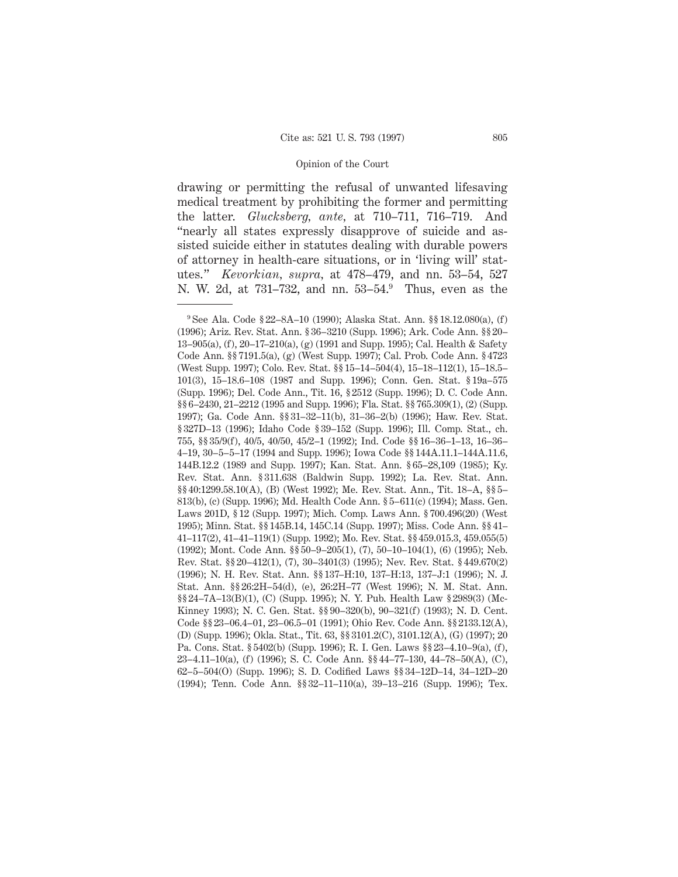drawing or permitting the refusal of unwanted lifesaving medical treatment by prohibiting the former and permitting the latter. *Glucksberg*, *ante*, at 710–711, 716–719. And "nearly all states expressly disapprove of suicide and assisted suicide either in statutes dealing with durable powers of attorney in health-care situations, or in 'living will' statutes." *Kevorkian*, *supra*, at 478–479, and nn. 53–54, 527 N. W. 2d, at 731–732, and nn. 53–54.[9] Thus, even as the

---

[9] See Ala. Code § 22–8A–10 (1990); Alaska Stat. Ann. §§ 18.12.080(a), (f) (1996); Ariz. Rev. Stat. Ann. § 36–3210 (Supp. 1996); Ark. Code Ann. §§ 20–13–905(a), (f), 20–17–210(a), (g) (1991 and Supp. 1995); Cal. Health & Safety Code Ann. §§ 7191.5(a), (g) (West Supp. 1997); Cal. Prob. Code Ann. § 4723 (West Supp. 1997); Colo. Rev. Stat. §§ 15–14–504(4), 15–18–112(1), 15–18.5–101(3), 15–18.6–108 (1987 and Supp. 1996); Conn. Gen. Stat. § 19a–575 (Supp. 1996); Del. Code Ann., Tit. 16, § 2512 (Supp. 1996); D. C. Code Ann. §§ 6–2430, 21–2212 (1995 and Supp. 1996); Fla. Stat. §§ 765.309(1), (2) (Supp. 1997); Ga. Code Ann. §§ 31–32–11(b), 31–36–2(b) (1996); Haw. Rev. Stat. § 327D–13 (1996); Idaho Code § 39–152 (Supp. 1996); Ill. Comp. Stat., ch. 755, §§ 35/9(f), 40/5, 40/50, 45/2–1 (1992); Ind. Code §§ 16–36–1–13, 16–36–4–19, 30–5–5–17 (1994 and Supp. 1996); Iowa Code §§ 144A.11.1–144A.11.6, 144B.12.2 (1989 and Supp. 1997); Kan. Stat. Ann. § 65–28,109 (1985); Ky. Rev. Stat. Ann. § 311.638 (Baldwin Supp. 1992); La. Rev. Stat. Ann. §§ 40:1299.58.10(A), (B) (West 1992); Me. Rev. Stat. Ann., Tit. 18–A, §§ 5–813(b), (c) (Supp. 1996); Md. Health Code Ann. § 5–611(c) (1994); Mass. Gen. Laws 201D, § 12 (Supp. 1997); Mich. Comp. Laws Ann. § 700.496(20) (West 1995); Minn. Stat. §§ 145B.14, 145C.14 (Supp. 1997); Miss. Code Ann. §§ 41–41–117(2), 41–41–119(1) (Supp. 1992); Mo. Rev. Stat. §§ 459.015.3, 459.055(5) (1992); Mont. Code Ann. §§ 50–9–205(1), (7), 50–10–104(1), (6) (1995); Neb. Rev. Stat. §§ 20–412(1), (7), 30–3401(3) (1995); Nev. Rev. Stat. § 449.670(2) (1996); N. H. Rev. Stat. Ann. §§ 137–H:10, 137–H:13, 137–J:1 (1996); N. J. Stat. Ann. §§ 26:2H–54(d), (e), 26:2H–77 (West 1996); N. M. Stat. Ann. §§ 24–7A–13(B)(1), (C) (Supp. 1995); N. Y. Pub. Health Law § 2989(3) (McKinney 1993); N. C. Gen. Stat. §§ 90–320(b), 90–321(f) (1993); N. D. Cent. Code §§ 23–06.4–01, 23–06.5–01 (1991); Ohio Rev. Code Ann. §§ 2133.12(A), (D) (Supp. 1996); Okla. Stat., Tit. 63, §§ 3101.2(C), 3101.12(A), (G) (1997); 20 Pa. Cons. Stat. § 5402(b) (Supp. 1996); R. I. Gen. Laws §§ 23–4.10–9(a), (f), 23–4.11–10(a), (f) (1996); S. C. Code Ann. §§ 44–77–130, 44–78–50(A), (C), 62–5–504(O) (Supp. 1996); S. D. Codified Laws §§ 34–12D–14, 34–12D–20 (1994); Tenn. Code Ann. §§ 32–11–110(a), 39–13–216 (Supp. 1996); Tex.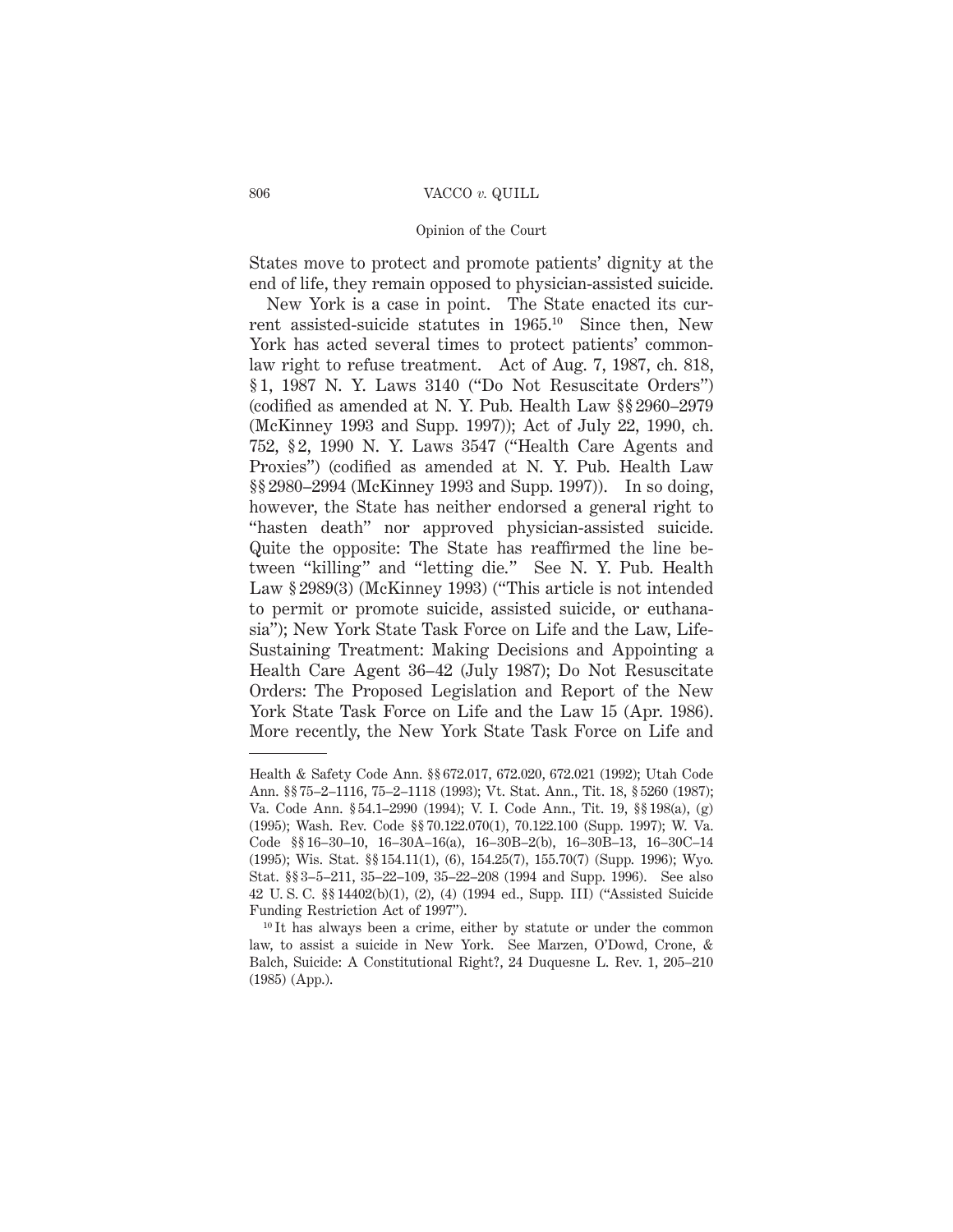States move to protect and promote patients' dignity at the end of life, they remain opposed to physician-assisted suicide.

New York is a case in point. The State enacted its current assisted-suicide statutes in 1965.[10] Since then, New York has acted several times to protect patients' common-law right to refuse treatment. Act of Aug. 7, 1987, ch. 818, § 1, 1987 N. Y. Laws 3140 ("Do Not Resuscitate Orders") (codified as amended at N. Y. Pub. Health Law §§ 2960–2979 (McKinney 1993 and Supp. 1997)); Act of July 22, 1990, ch. 752, § 2, 1990 N. Y. Laws 3547 ("Health Care Agents and Proxies") (codified as amended at N. Y. Pub. Health Law §§ 2980–2994 (McKinney 1993 and Supp. 1997)). In so doing, however, the State has neither endorsed a general right to "hasten death" nor approved physician-assisted suicide. Quite the opposite: The State has reaffirmed the line between "killing" and "letting die." See N. Y. Pub. Health Law § 2989(3) (McKinney 1993) ("This article is not intended to permit or promote suicide, assisted suicide, or euthanasia"); New York State Task Force on Life and the Law, Life-Sustaining Treatment: Making Decisions and Appointing a Health Care Agent 36–42 (July 1987); Do Not Resuscitate Orders: The Proposed Legislation and Report of the New York State Task Force on Life and the Law 15 (Apr. 1986). More recently, the New York State Task Force on Life and

---

Health & Safety Code Ann. §§ 672.017, 672.020, 672.021 (1992); Utah Code Ann. §§ 75–2–1116, 75–2–1118 (1993); Vt. Stat. Ann., Tit. 18, § 5260 (1987); Va. Code Ann. § 54.1–2990 (1994); V. I. Code Ann., Tit. 19, §§ 198(a), (g) (1995); Wash. Rev. Code §§ 70.122.070(1), 70.122.100 (Supp. 1997); W. Va. Code §§ 16–30–10, 16–30A–16(a), 16–30B–2(b), 16–30B–13, 16–30C–14 (1995); Wis. Stat. §§ 154.11(1), (6), 154.25(7), 155.70(7) (Supp. 1996); Wyo. Stat. §§ 3–5–211, 35–22–109, 35–22–208 (1994 and Supp. 1996). See also 42 U. S. C. §§ 14402(b)(1), (2), (4) (1994 ed., Supp. III) ("Assisted Suicide Funding Restriction Act of 1997").

[10] It has always been a crime, either by statute or under the common law, to assist a suicide in New York. See Marzen, O'Dowd, Crone, & Balch, Suicide: A Constitutional Right?, 24 Duquesne L. Rev. 1, 205–210 (1985) (App.).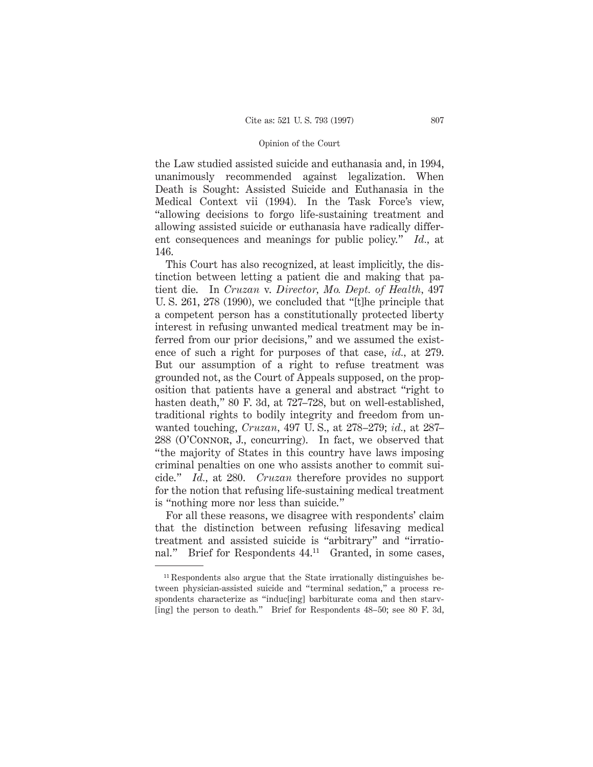the Law studied assisted suicide and euthanasia and, in 1994, unanimously recommended against legalization. When Death is Sought: Assisted Suicide and Euthanasia in the Medical Context vii (1994). In the Task Force's view, "allowing decisions to forgo life-sustaining treatment and allowing assisted suicide or euthanasia have radically different consequences and meanings for public policy." *Id.*, at 146.

This Court has also recognized, at least implicitly, the distinction between letting a patient die and making that patient die. In *Cruzan* v. *Director, Mo. Dept. of Health*, 497 U. S. 261, 278 (1990), we concluded that "[t]he principle that a competent person has a constitutionally protected liberty interest in refusing unwanted medical treatment may be inferred from our prior decisions," and we assumed the existence of such a right for purposes of that case, *id.*, at 279. But our assumption of a right to refuse treatment was grounded not, as the Court of Appeals supposed, on the proposition that patients have a general and abstract "right to hasten death," 80 F. 3d, at 727–728, but on well-established, traditional rights to bodily integrity and freedom from unwanted touching, *Cruzan*, 497 U. S., at 278–279; *id.*, at 287–288 (O'Connor, J., concurring). In fact, we observed that "the majority of States in this country have laws imposing criminal penalties on one who assists another to commit suicide." *Id.*, at 280. *Cruzan* therefore provides no support for the notion that refusing life-sustaining medical treatment is "nothing more nor less than suicide."

For all these reasons, we disagree with respondents' claim that the distinction between refusing lifesaving medical treatment and assisted suicide is "arbitrary" and "irrational." Brief for Respondents 44.[11] Granted, in some cases,

[11] Respondents also argue that the State irrationally distinguishes between physician-assisted suicide and "terminal sedation," a process respondents characterize as "induc[ing] barbiturate coma and then starv[ing] the person to death." Brief for Respondents 48–50; see 80 F. 3d,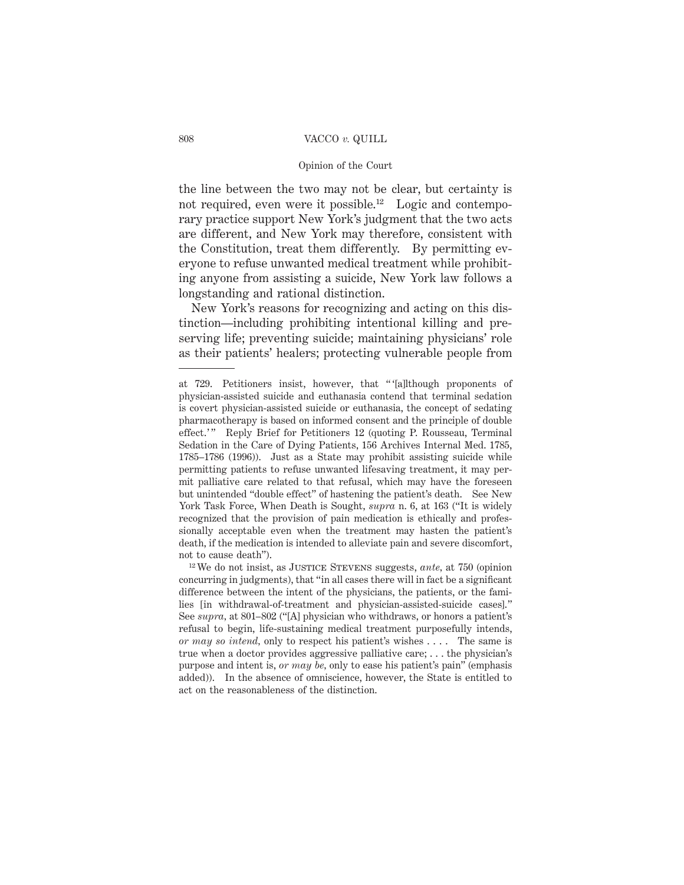the line between the two may not be clear, but certainty is not required, even were it possible.[12] Logic and contemporary practice support New York's judgment that the two acts are different, and New York may therefore, consistent with the Constitution, treat them differently. By permitting everyone to refuse unwanted medical treatment while prohibiting anyone from assisting a suicide, New York law follows a longstanding and rational distinction.

New York's reasons for recognizing and acting on this distinction—including prohibiting intentional killing and preserving life; preventing suicide; maintaining physicians' role as their patients' healers; protecting vulnerable people from

---

at 729. Petitioners insist, however, that " '[a]lthough proponents of physician-assisted suicide and euthanasia contend that terminal sedation is covert physician-assisted suicide or euthanasia, the concept of sedating pharmacotherapy is based on informed consent and the principle of double effect.' " Reply Brief for Petitioners 12 (quoting P. Rousseau, Terminal Sedation in the Care of Dying Patients, 156 Archives Internal Med. 1785, 1785–1786 (1996)). Just as a State may prohibit assisting suicide while permitting patients to refuse unwanted lifesaving treatment, it may permit palliative care related to that refusal, which may have the foreseen but unintended "double effect" of hastening the patient's death. See New York Task Force, When Death is Sought, *supra* n. 6, at 163 ("It is widely recognized that the provision of pain medication is ethically and professionally acceptable even when the treatment may hasten the patient's death, if the medication is intended to alleviate pain and severe discomfort, not to cause death").

[12] We do not insist, as Justice Stevens suggests, *ante*, at 750 (opinion concurring in judgments), that "in all cases there will in fact be a significant difference between the intent of the physicians, the patients, or the families [in withdrawal-of-treatment and physician-assisted-suicide cases]." See *supra*, at 801–802 ("[A] physician who withdraws, or honors a patient's refusal to begin, life-sustaining medical treatment purposefully intends, *or may so intend*, only to respect his patient's wishes . . . . The same is true when a doctor provides aggressive palliative care; . . . the physician's purpose and intent is, *or may be*, only to ease his patient's pain" (emphasis added)). In the absence of omniscience, however, the State is entitled to act on the reasonableness of the distinction.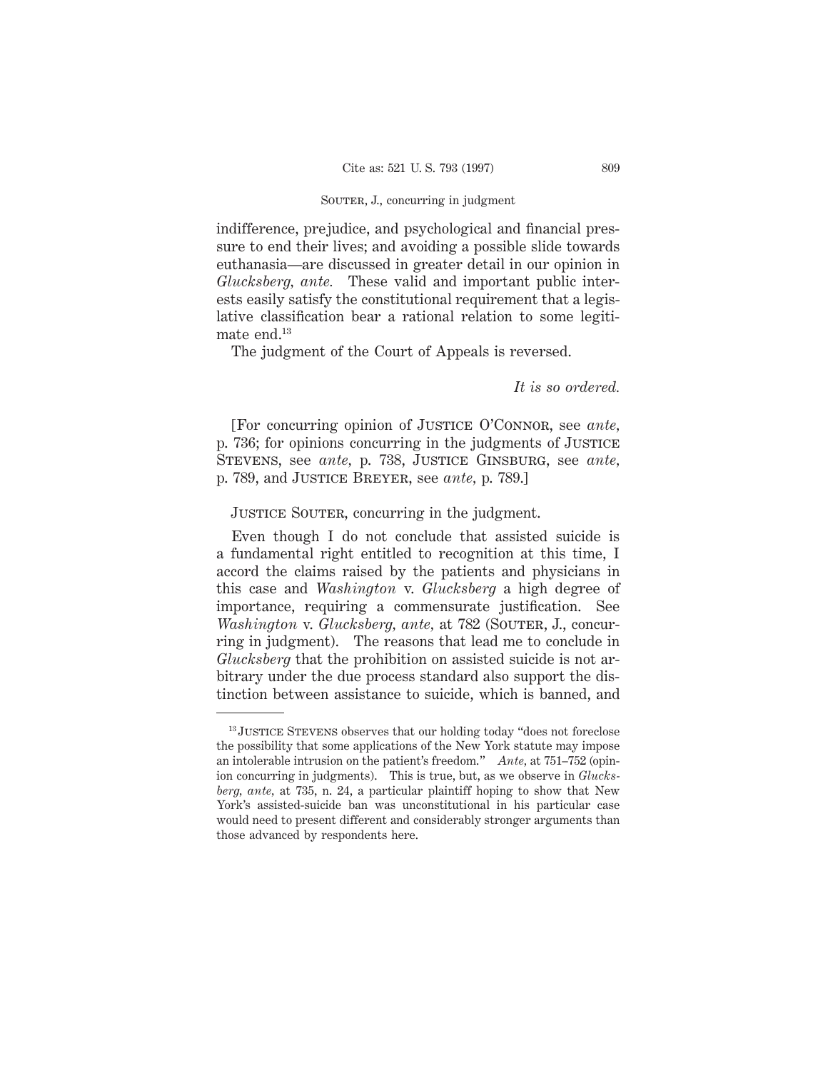indifference, prejudice, and psychological and financial pressure to end their lives; and avoiding a possible slide towards euthanasia—are discussed in greater detail in our opinion in *Glucksberg*, *ante*. These valid and important public interests easily satisfy the constitutional requirement that a legislative classification bear a rational relation to some legitimate end.[13]

The judgment of the Court of Appeals is reversed.

*It is so ordered.*

[For concurring opinion of JUSTICE O'CONNOR, see *ante*, p. 736; for opinions concurring in the judgments of JUSTICE STEVENS, see *ante*, p. 738, JUSTICE GINSBURG, see *ante*, p. 789, and JUSTICE BREYER, see *ante*, p. 789.]

JUSTICE SOUTER, concurring in the judgment.

Even though I do not conclude that assisted suicide is a fundamental right entitled to recognition at this time, I accord the claims raised by the patients and physicians in this case and *Washington* v. *Glucksberg* a high degree of importance, requiring a commensurate justification. See *Washington* v. *Glucksberg*, *ante*, at 782 (SOUTER, J., concurring in judgment). The reasons that lead me to conclude in *Glucksberg* that the prohibition on assisted suicide is not arbitrary under the due process standard also support the distinction between assistance to suicide, which is banned, and

---

[13] JUSTICE STEVENS observes that our holding today "does not foreclose the possibility that some applications of the New York statute may impose an intolerable intrusion on the patient's freedom." *Ante*, at 751–752 (opinion concurring in judgments). This is true, but, as we observe in *Glucksberg*, *ante*, at 735, n. 24, a particular plaintiff hoping to show that New York's assisted-suicide ban was unconstitutional in his particular case would need to present different and considerably stronger arguments than those advanced by respondents here.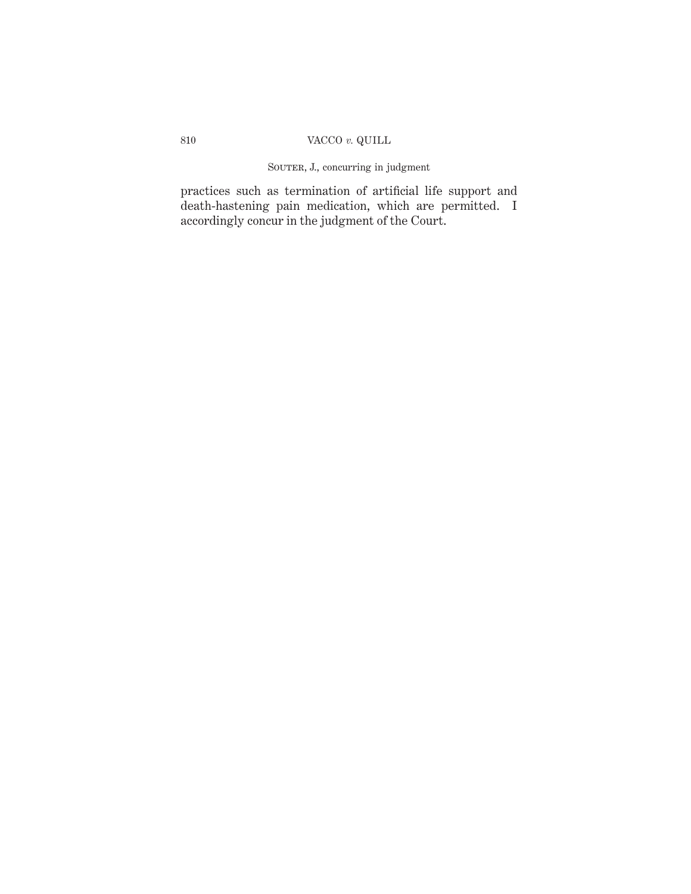practices such as termination of artificial life support and death-hastening pain medication, which are permitted. I accordingly concur in the judgment of the Court.